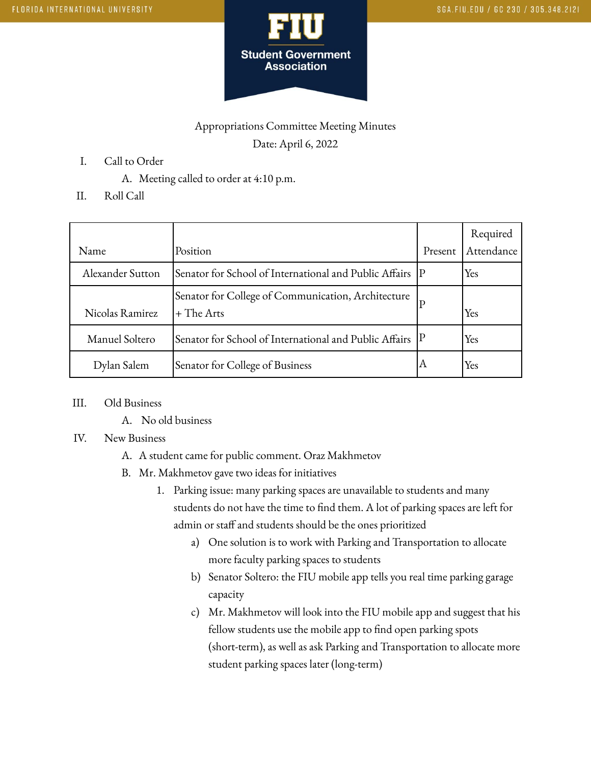Appropriations Committee Meeting Minutes

Date: April 6, 2022

I. Call to Order
   A. Meeting called to order at 4:10 p.m.

II. Roll Call

| Name | Position | Present | Required Attendance |
|---|---|---|---|
| Alexander Sutton | Senator for School of International and Public Affairs | P | Yes |
| Nicolas Ramirez | Senator for College of Communication, Architecture + The Arts | P | Yes |
| Manuel Soltero | Senator for School of International and Public Affairs | P | Yes |
| Dylan Salem | Senator for College of Business | A | Yes |

III. Old Business
   A. No old business

IV. New Business
   A. A student came for public comment. Oraz Makhmetov
   B. Mr. Makhmetov gave two ideas for initiatives
      1. Parking issue: many parking spaces are unavailable to students and many students do not have the time to find them. A lot of parking spaces are left for admin or staff and students should be the ones prioritized
         a) One solution is to work with Parking and Transportation to allocate more faculty parking spaces to students
         b) Senator Soltero: the FIU mobile app tells you real time parking garage capacity
         c) Mr. Makhmetov will look into the FIU mobile app and suggest that his fellow students use the mobile app to find open parking spots (short-term), as well as ask Parking and Transportation to allocate more student parking spaces later (long-term)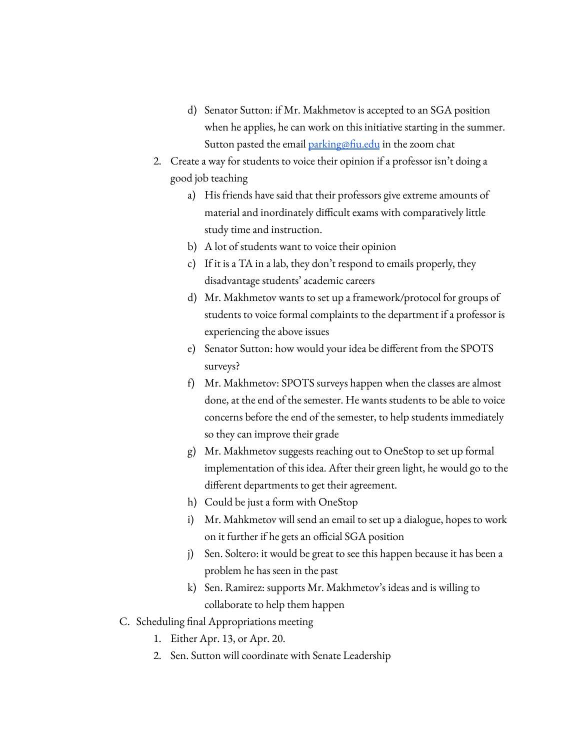- d) Senator Sutton: if Mr. Makhmetov is accepted to an SGA position when he applies, he can work on this initiative starting in the summer. Sutton pasted the email [parking@fiu.edu](mailto:parking@fiu.edu) in the zoom chat

2. Create a way for students to voice their opinion if a professor isn't doing a good job teaching
   - a) His friends have said that their professors give extreme amounts of material and inordinately difficult exams with comparatively little study time and instruction.
   - b) A lot of students want to voice their opinion
   - c) If it is a TA in a lab, they don't respond to emails properly, they disadvantage students' academic careers
   - d) Mr. Makhmetov wants to set up a framework/protocol for groups of students to voice formal complaints to the department if a professor is experiencing the above issues
   - e) Senator Sutton: how would your idea be different from the SPOTS surveys?
   - f) Mr. Makhmetov: SPOTS surveys happen when the classes are almost done, at the end of the semester. He wants students to be able to voice concerns before the end of the semester, to help students immediately so they can improve their grade
   - g) Mr. Makhmetov suggests reaching out to OneStop to set up formal implementation of this idea. After their green light, he would go to the different departments to get their agreement.
   - h) Could be just a form with OneStop
   - i) Mr. Mahkmetov will send an email to set up a dialogue, hopes to work on it further if he gets an official SGA position
   - j) Sen. Soltero: it would be great to see this happen because it has been a problem he has seen in the past
   - k) Sen. Ramirez: supports Mr. Makhmetov's ideas and is willing to collaborate to help them happen

C. Scheduling final Appropriations meeting

1. Either Apr. 13, or Apr. 20.
2. Sen. Sutton will coordinate with Senate Leadership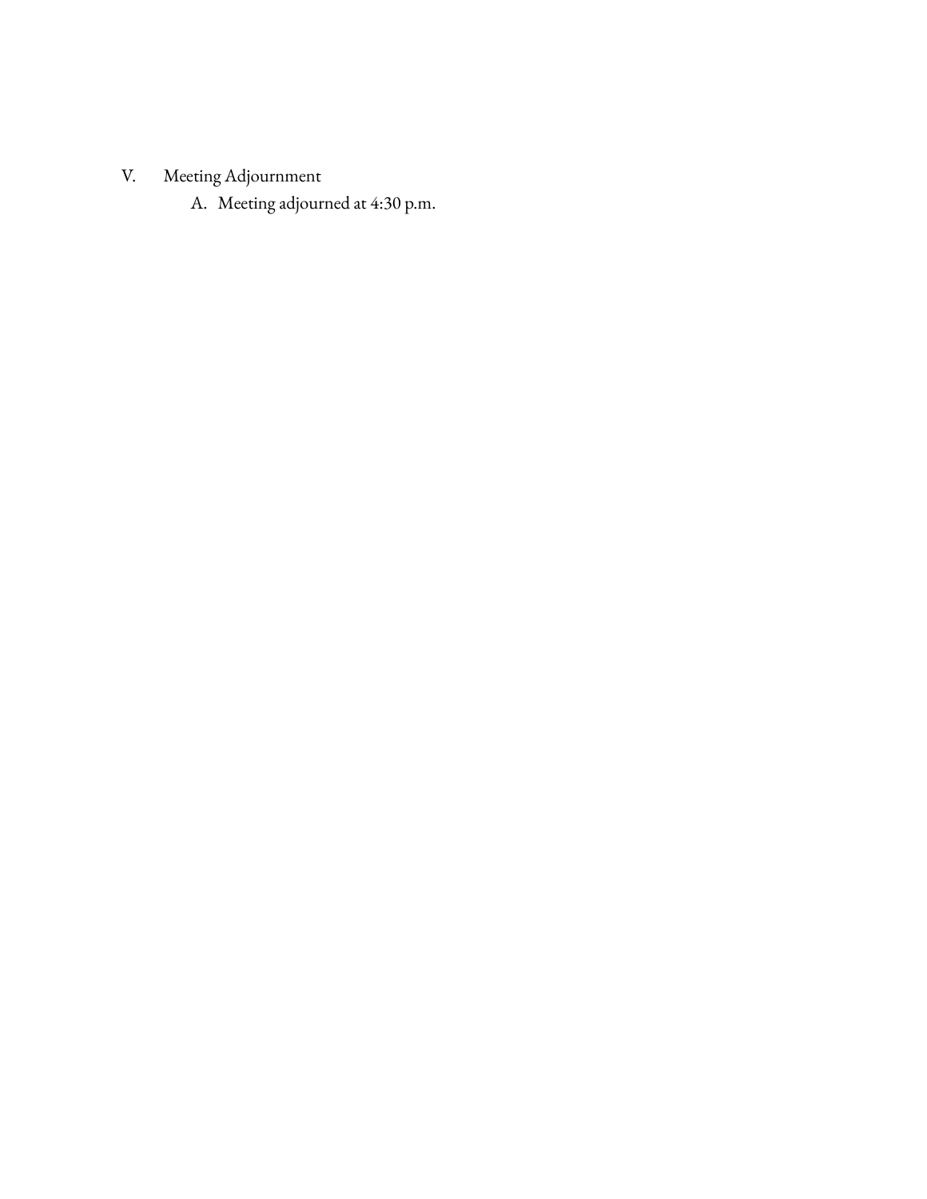V. Meeting Adjournment

   A. Meeting adjourned at 4:30 p.m.